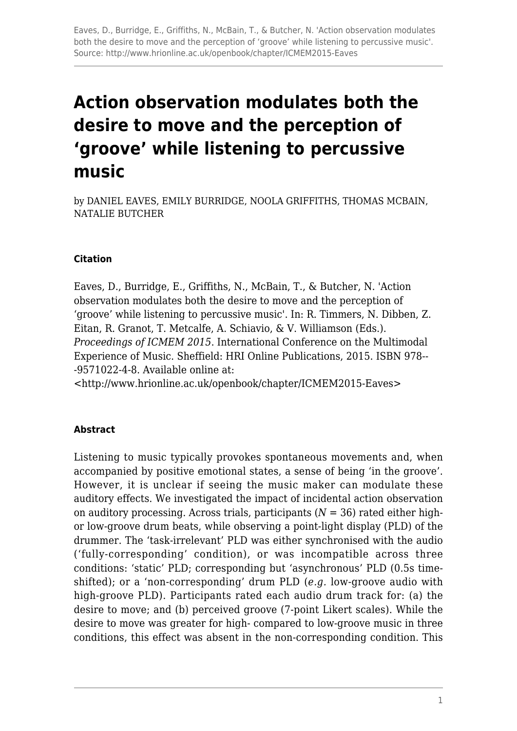# Action observation modulates both the desire to move and the perception of 'groove' while listening to percussive music

by DANIEL EAVES, EMILY BURRIDGE, NOOLA GRIFFITHS, THOMAS MCBAIN, NATALIE BUTCHER

#### Citation

Eaves, D., Burridge, E., Griffiths, N., McBain, T., & Butcher, N. 'Action observation modulates both the desire to move and the perception of 'groove' while listening to percussive music'. In: R. Timmers, N. Dibben, Z. Eitan, R. Granot, T. Metcalfe, A. Schiavio, & V. Williamson (Eds.). *Proceedings of ICMEM 2015*. International Conference on the Multimodal Experience of Music. Sheffield: HRI Online Publications, 2015. ISBN 978--9571022-4-8. Available online at: <http://www.hrionline.ac.uk/openbook/chapter/ICMEM2015-Eaves>

#### Abstract

Listening to music typically provokes spontaneous movements and, when accompanied by positive emotional states, a sense of being 'in the groove'. However, it is unclear if seeing the music maker can modulate these auditory effects. We investigated the impact of incidental action observation on auditory processing. Across trials, participants ($N$ = 36) rated either high- or low-groove drum beats, while observing a point-light display (PLD) of the drummer. The 'task-irrelevant' PLD was either synchronised with the audio ('fully-corresponding' condition), or was incompatible across three conditions: 'static' PLD; corresponding but 'asynchronous' PLD (0.5s time-shifted); or a 'non-corresponding' drum PLD (*e.g.* low-groove audio with high-groove PLD). Participants rated each audio drum track for: (a) the desire to move; and (b) perceived groove (7-point Likert scales). While the desire to move was greater for high- compared to low-groove music in three conditions, this effect was absent in the non-corresponding condition. This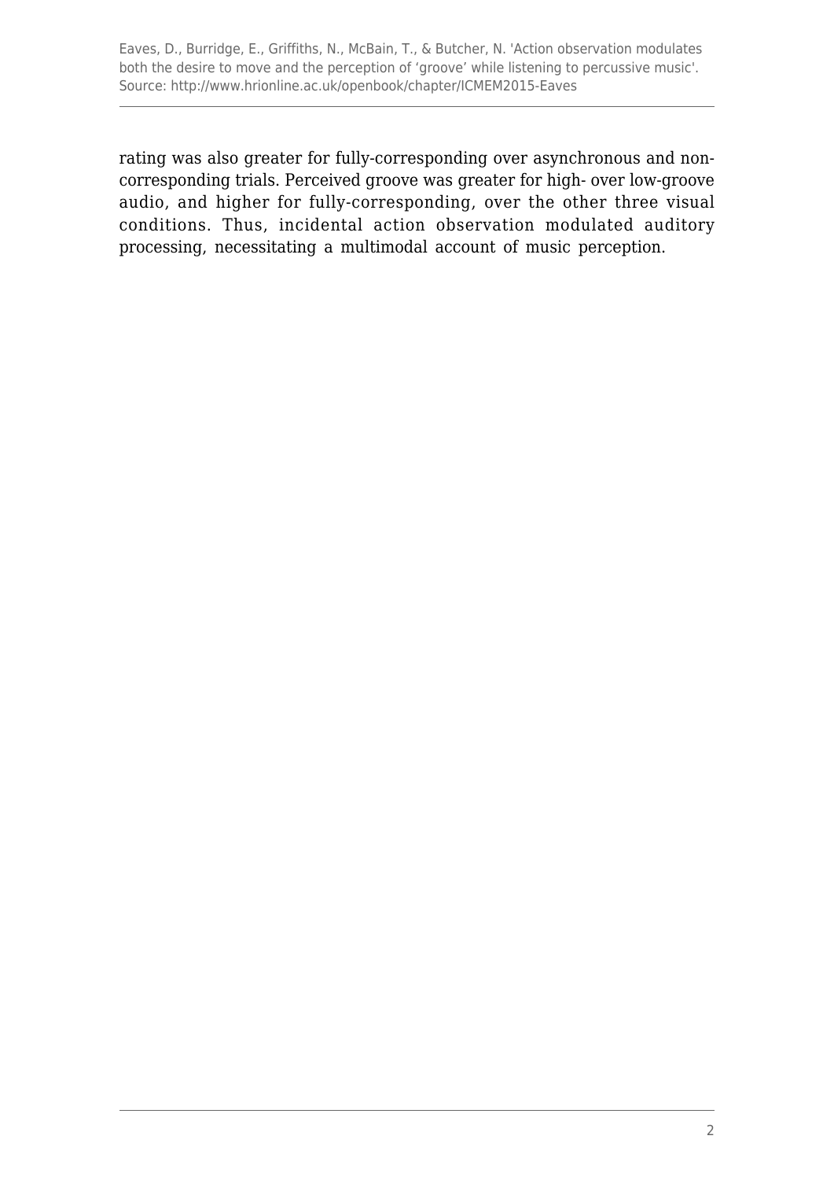rating was also greater for fully-corresponding over asynchronous and non-corresponding trials. Perceived groove was greater for high- over low-groove audio, and higher for fully-corresponding, over the other three visual conditions. Thus, incidental action observation modulated auditory processing, necessitating a multimodal account of music perception.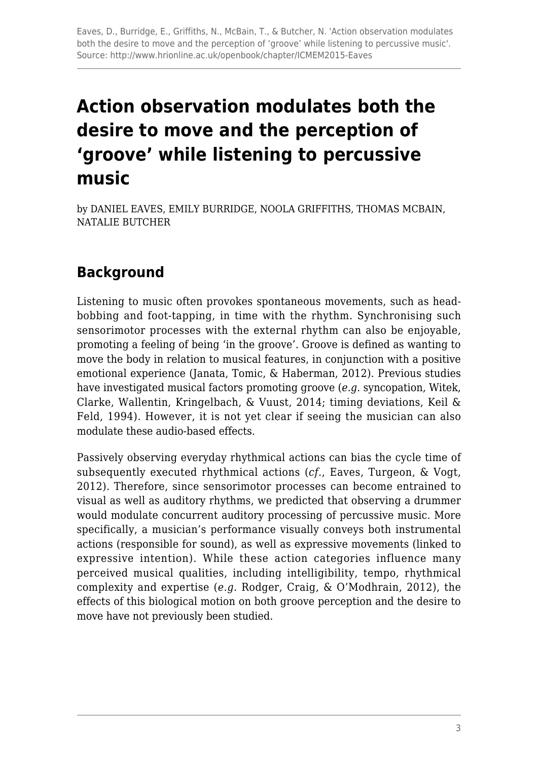# Action observation modulates both the desire to move and the perception of 'groove' while listening to percussive music

by DANIEL EAVES, EMILY BURRIDGE, NOOLA GRIFFITHS, THOMAS MCBAIN, NATALIE BUTCHER

## Background

Listening to music often provokes spontaneous movements, such as head-bobbing and foot-tapping, in time with the rhythm. Synchronising such sensorimotor processes with the external rhythm can also be enjoyable, promoting a feeling of being 'in the groove'. Groove is defined as wanting to move the body in relation to musical features, in conjunction with a positive emotional experience (Janata, Tomic, & Haberman, 2012). Previous studies have investigated musical factors promoting groove (*e.g.* syncopation, Witek, Clarke, Wallentin, Kringelbach, & Vuust, 2014; timing deviations, Keil & Feld, 1994). However, it is not yet clear if seeing the musician can also modulate these audio-based effects.

Passively observing everyday rhythmical actions can bias the cycle time of subsequently executed rhythmical actions (*cf.*, Eaves, Turgeon, & Vogt, 2012). Therefore, since sensorimotor processes can become entrained to visual as well as auditory rhythms, we predicted that observing a drummer would modulate concurrent auditory processing of percussive music. More specifically, a musician's performance visually conveys both instrumental actions (responsible for sound), as well as expressive movements (linked to expressive intention). While these action categories influence many perceived musical qualities, including intelligibility, tempo, rhythmical complexity and expertise (*e.g.* Rodger, Craig, & O'Modhrain, 2012), the effects of this biological motion on both groove perception and the desire to move have not previously been studied.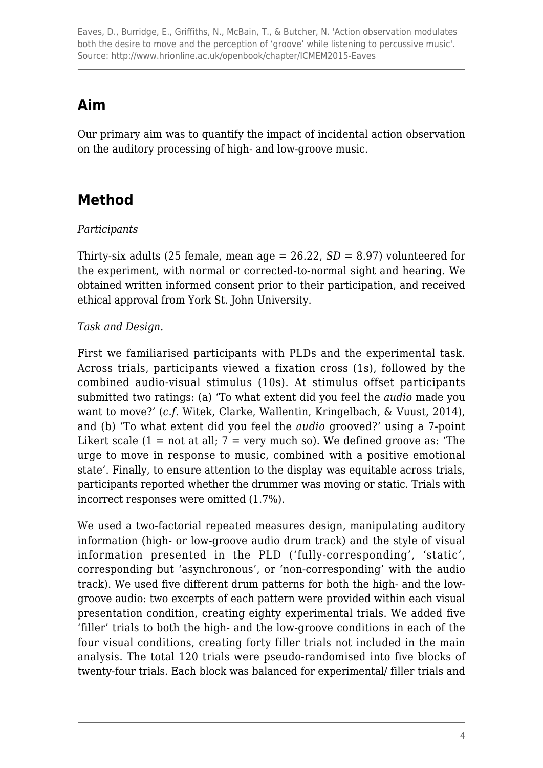## Aim

Our primary aim was to quantify the impact of incidental action observation on the auditory processing of high- and low-groove music.

## Method

*Participants*

Thirty-six adults (25 female, mean age = 26.22, *SD* = 8.97) volunteered for the experiment, with normal or corrected-to-normal sight and hearing. We obtained written informed consent prior to their participation, and received ethical approval from York St. John University.

*Task and Design.*

First we familiarised participants with PLDs and the experimental task. Across trials, participants viewed a fixation cross (1s), followed by the combined audio-visual stimulus (10s). At stimulus offset participants submitted two ratings: (a) 'To what extent did you feel the *audio* made you want to move?' (*c.f.* Witek, Clarke, Wallentin, Kringelbach, & Vuust, 2014), and (b) 'To what extent did you feel the *audio* grooved?' using a 7-point Likert scale (1 = not at all; 7 = very much so). We defined groove as: 'The urge to move in response to music, combined with a positive emotional state'. Finally, to ensure attention to the display was equitable across trials, participants reported whether the drummer was moving or static. Trials with incorrect responses were omitted (1.7%).

We used a two-factorial repeated measures design, manipulating auditory information (high- or low-groove audio drum track) and the style of visual information presented in the PLD ('fully-corresponding', 'static', corresponding but 'asynchronous', or 'non-corresponding' with the audio track). We used five different drum patterns for both the high- and the low-groove audio: two excerpts of each pattern were provided within each visual presentation condition, creating eighty experimental trials. We added five 'filler' trials to both the high- and the low-groove conditions in each of the four visual conditions, creating forty filler trials not included in the main analysis. The total 120 trials were pseudo-randomised into five blocks of twenty-four trials. Each block was balanced for experimental/ filler trials and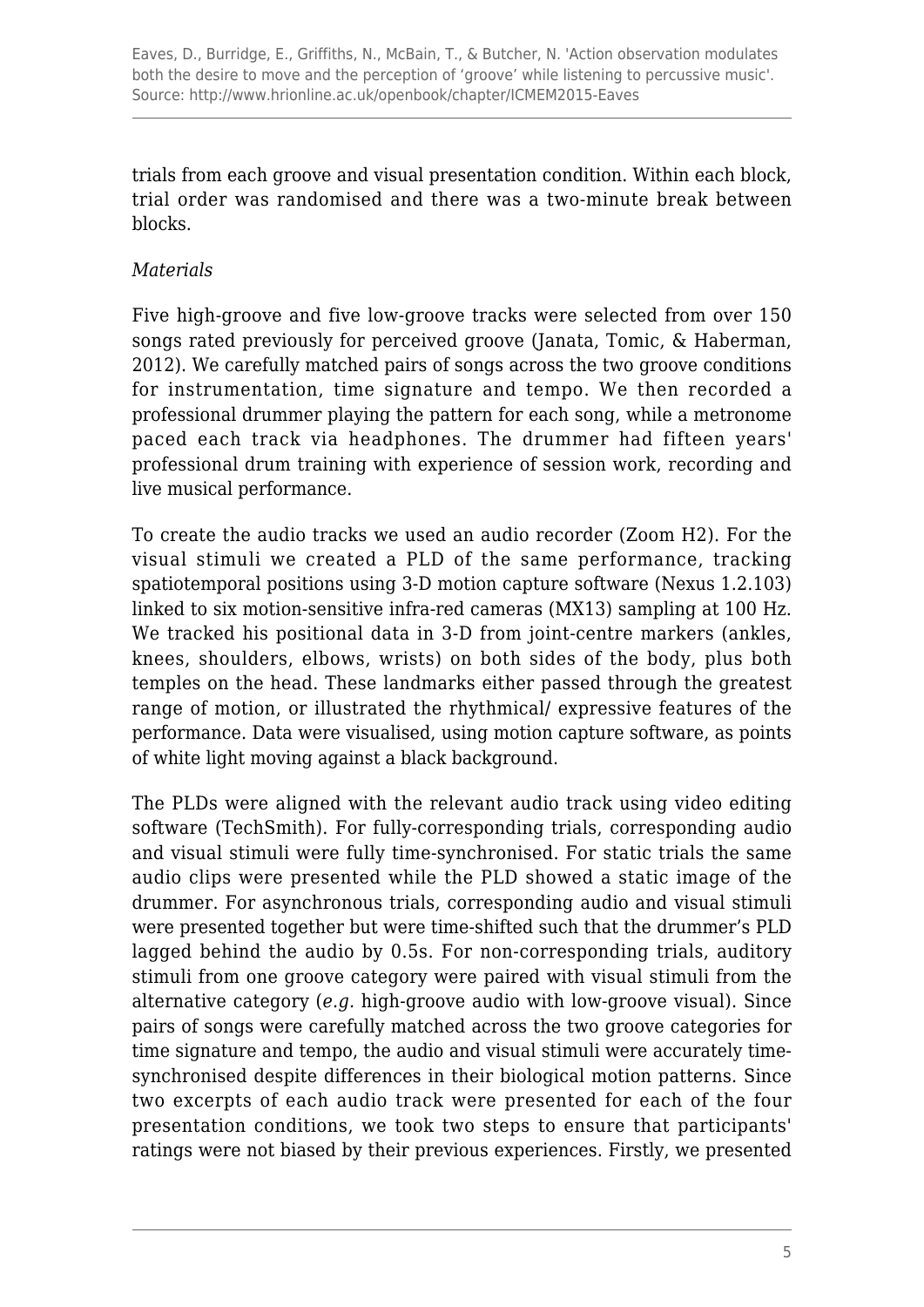trials from each groove and visual presentation condition. Within each block, trial order was randomised and there was a two-minute break between blocks.

*Materials*

Five high-groove and five low-groove tracks were selected from over 150 songs rated previously for perceived groove (Janata, Tomic, & Haberman, 2012). We carefully matched pairs of songs across the two groove conditions for instrumentation, time signature and tempo. We then recorded a professional drummer playing the pattern for each song, while a metronome paced each track via headphones. The drummer had fifteen years' professional drum training with experience of session work, recording and live musical performance.

To create the audio tracks we used an audio recorder (Zoom H2). For the visual stimuli we created a PLD of the same performance, tracking spatiotemporal positions using 3-D motion capture software (Nexus 1.2.103) linked to six motion-sensitive infra-red cameras (MX13) sampling at 100 Hz. We tracked his positional data in 3-D from joint-centre markers (ankles, knees, shoulders, elbows, wrists) on both sides of the body, plus both temples on the head. These landmarks either passed through the greatest range of motion, or illustrated the rhythmical/ expressive features of the performance. Data were visualised, using motion capture software, as points of white light moving against a black background.

The PLDs were aligned with the relevant audio track using video editing software (TechSmith). For fully-corresponding trials, corresponding audio and visual stimuli were fully time-synchronised. For static trials the same audio clips were presented while the PLD showed a static image of the drummer. For asynchronous trials, corresponding audio and visual stimuli were presented together but were time-shifted such that the drummer's PLD lagged behind the audio by 0.5s. For non-corresponding trials, auditory stimuli from one groove category were paired with visual stimuli from the alternative category (*e.g.* high-groove audio with low-groove visual). Since pairs of songs were carefully matched across the two groove categories for time signature and tempo, the audio and visual stimuli were accurately time-synchronised despite differences in their biological motion patterns. Since two excerpts of each audio track were presented for each of the four presentation conditions, we took two steps to ensure that participants' ratings were not biased by their previous experiences. Firstly, we presented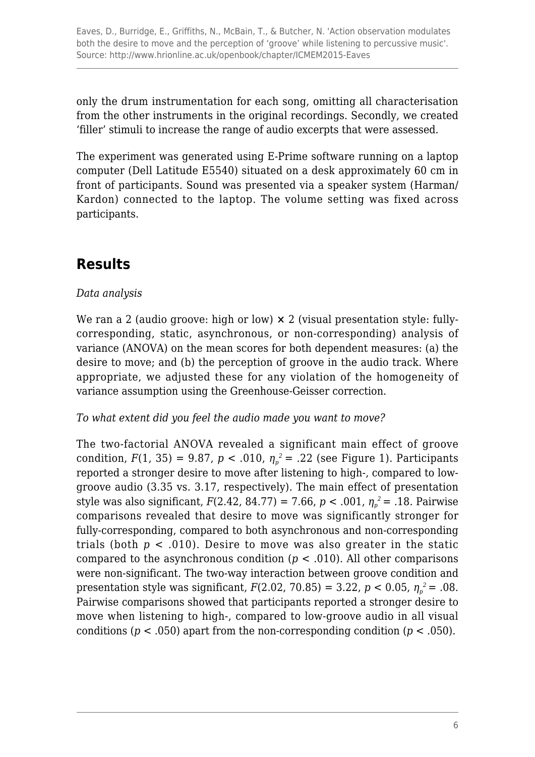only the drum instrumentation for each song, omitting all characterisation from the other instruments in the original recordings. Secondly, we created 'filler' stimuli to increase the range of audio excerpts that were assessed.

The experiment was generated using E-Prime software running on a laptop computer (Dell Latitude E5540) situated on a desk approximately 60 cm in front of participants. Sound was presented via a speaker system (Harman/Kardon) connected to the laptop. The volume setting was fixed across participants.

## Results

*Data analysis*

We ran a 2 (audio groove: high or low) × 2 (visual presentation style: fully-corresponding, static, asynchronous, or non-corresponding) analysis of variance (ANOVA) on the mean scores for both dependent measures: (a) the desire to move; and (b) the perception of groove in the audio track. Where appropriate, we adjusted these for any violation of the homogeneity of variance assumption using the Greenhouse-Geisser correction.

*To what extent did you feel the audio made you want to move?*

The two-factorial ANOVA revealed a significant main effect of groove condition, $F(1, 35) = 9.87$, $p < .010$, $\eta_p^2 = .22$ (see Figure 1). Participants reported a stronger desire to move after listening to high-, compared to low-groove audio (3.35 vs. 3.17, respectively). The main effect of presentation style was also significant, $F(2.42, 84.77) = 7.66$, $p < .001$, $\eta_p^2 = .18$. Pairwise comparisons revealed that desire to move was significantly stronger for fully-corresponding, compared to both asynchronous and non-corresponding trials (both $p < .010$). Desire to move was also greater in the static compared to the asynchronous condition ($p < .010$). All other comparisons were non-significant. The two-way interaction between groove condition and presentation style was significant, $F(2.02, 70.85) = 3.22$, $p < 0.05$, $\eta_p^2 = .08$. Pairwise comparisons showed that participants reported a stronger desire to move when listening to high-, compared to low-groove audio in all visual conditions ($p < .050$) apart from the non-corresponding condition ($p < .050$).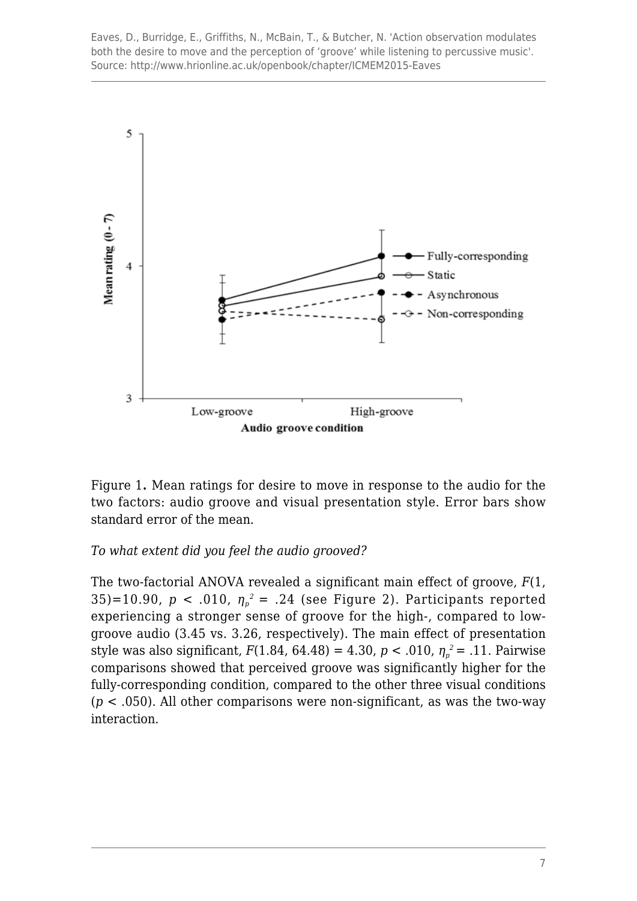Figure 1**.** Mean ratings for desire to move in response to the audio for the two factors: audio groove and visual presentation style. Error bars show standard error of the mean.

*To what extent did you feel the audio grooved?*

The two-factorial ANOVA revealed a significant main effect of groove, $F(1, 35)=10.90$, $p < .010$, $\eta_p^2 = .24$ (see Figure 2). Participants reported experiencing a stronger sense of groove for the high-, compared to low-groove audio (3.45 vs. 3.26, respectively). The main effect of presentation style was also significant, $F(1.84, 64.48) = 4.30$, $p < .010$, $\eta_p^2 = .11$. Pairwise comparisons showed that perceived groove was significantly higher for the fully-corresponding condition, compared to the other three visual conditions ($p < .050$). All other comparisons were non-significant, as was the two-way interaction.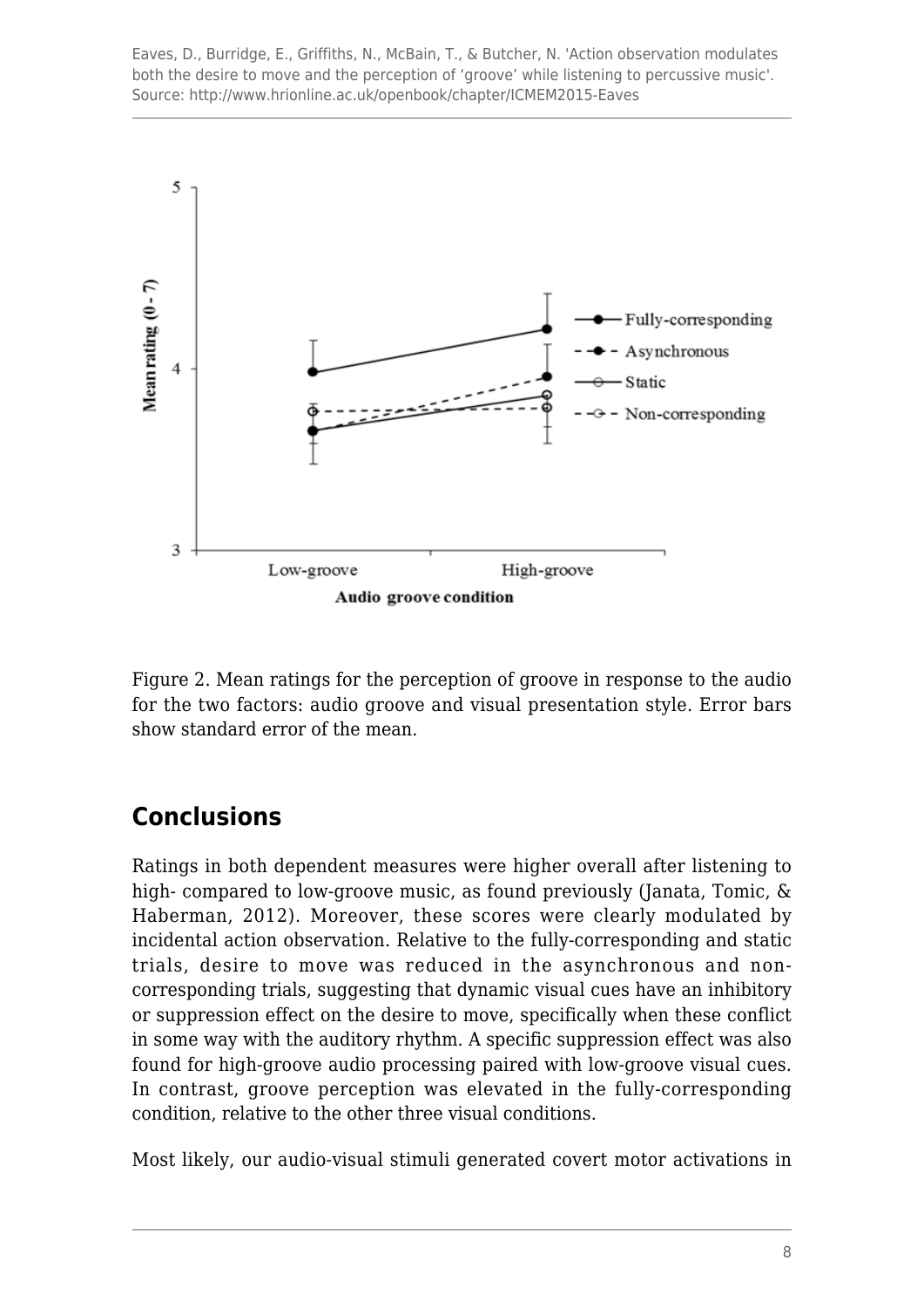Figure 2. Mean ratings for the perception of groove in response to the audio for the two factors: audio groove and visual presentation style. Error bars show standard error of the mean.

## Conclusions

Ratings in both dependent measures were higher overall after listening to high- compared to low-groove music, as found previously (Janata, Tomic, & Haberman, 2012). Moreover, these scores were clearly modulated by incidental action observation. Relative to the fully-corresponding and static trials, desire to move was reduced in the asynchronous and non-corresponding trials, suggesting that dynamic visual cues have an inhibitory or suppression effect on the desire to move, specifically when these conflict in some way with the auditory rhythm. A specific suppression effect was also found for high-groove audio processing paired with low-groove visual cues. In contrast, groove perception was elevated in the fully-corresponding condition, relative to the other three visual conditions.

Most likely, our audio-visual stimuli generated covert motor activations in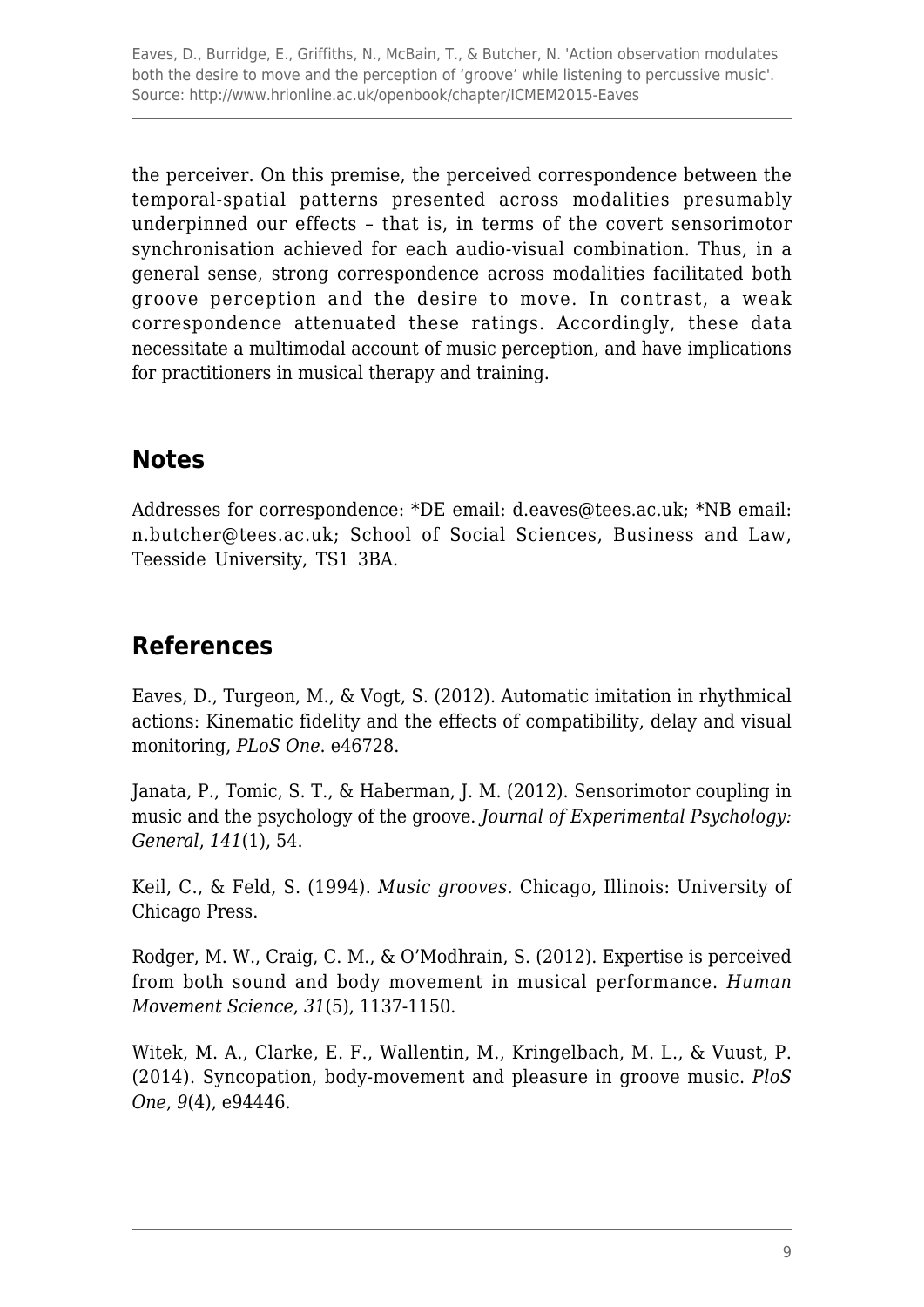the perceiver. On this premise, the perceived correspondence between the temporal-spatial patterns presented across modalities presumably underpinned our effects – that is, in terms of the covert sensorimotor synchronisation achieved for each audio-visual combination. Thus, in a general sense, strong correspondence across modalities facilitated both groove perception and the desire to move. In contrast, a weak correspondence attenuated these ratings. Accordingly, these data necessitate a multimodal account of music perception, and have implications for practitioners in musical therapy and training.

## Notes

Addresses for correspondence: *DE email: d.eaves@tees.ac.uk; *NB email: n.butcher@tees.ac.uk; School of Social Sciences, Business and Law, Teesside University, TS1 3BA.

## References

Eaves, D., Turgeon, M., & Vogt, S. (2012). Automatic imitation in rhythmical actions: Kinematic fidelity and the effects of compatibility, delay and visual monitoring, *PLoS One*. e46728.

Janata, P., Tomic, S. T., & Haberman, J. M. (2012). Sensorimotor coupling in music and the psychology of the groove. *Journal of Experimental Psychology: General*, *141*(1), 54.

Keil, C., & Feld, S. (1994). *Music grooves*. Chicago, Illinois: University of Chicago Press.

Rodger, M. W., Craig, C. M., & O'Modhrain, S. (2012). Expertise is perceived from both sound and body movement in musical performance. *Human Movement Science*, *31*(5), 1137-1150.

Witek, M. A., Clarke, E. F., Wallentin, M., Kringelbach, M. L., & Vuust, P. (2014). Syncopation, body-movement and pleasure in groove music. *PloS One*, *9*(4), e94446.